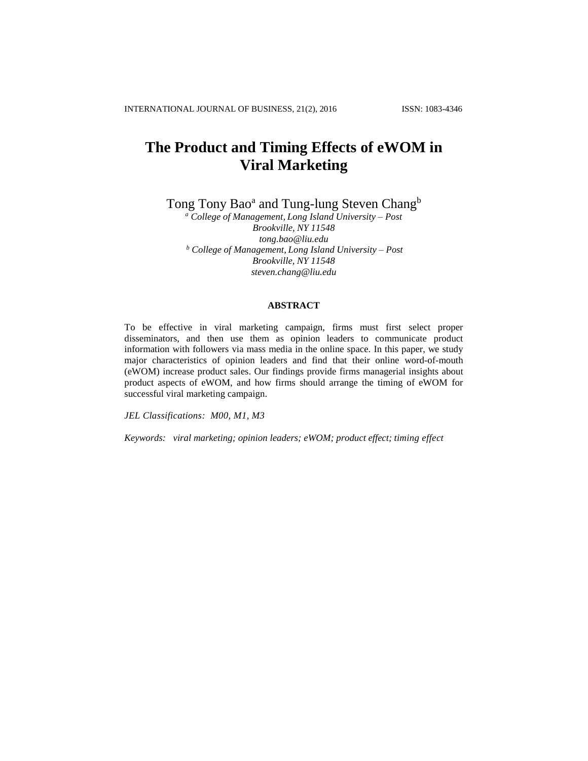# The Product and Timing Effects of eWOM in Viral Marketing

Tong Tony Bao[a] and Tung-lung Steven Chang[b]

[a] *College of Management, Long Island University – Post*
*Brookville, NY 11548*
*tong.bao@liu.edu*

[b] *College of Management, Long Island University – Post*
*Brookville, NY 11548*
*steven.chang@liu.edu*

## ABSTRACT

To be effective in viral marketing campaign, firms must first select proper disseminators, and then use them as opinion leaders to communicate product information with followers via mass media in the online space. In this paper, we study major characteristics of opinion leaders and find that their online word-of-mouth (eWOM) increase product sales. Our findings provide firms managerial insights about product aspects of eWOM, and how firms should arrange the timing of eWOM for successful viral marketing campaign.

*JEL Classifications: M00, M1, M3*

*Keywords: viral marketing; opinion leaders; eWOM; product effect; timing effect*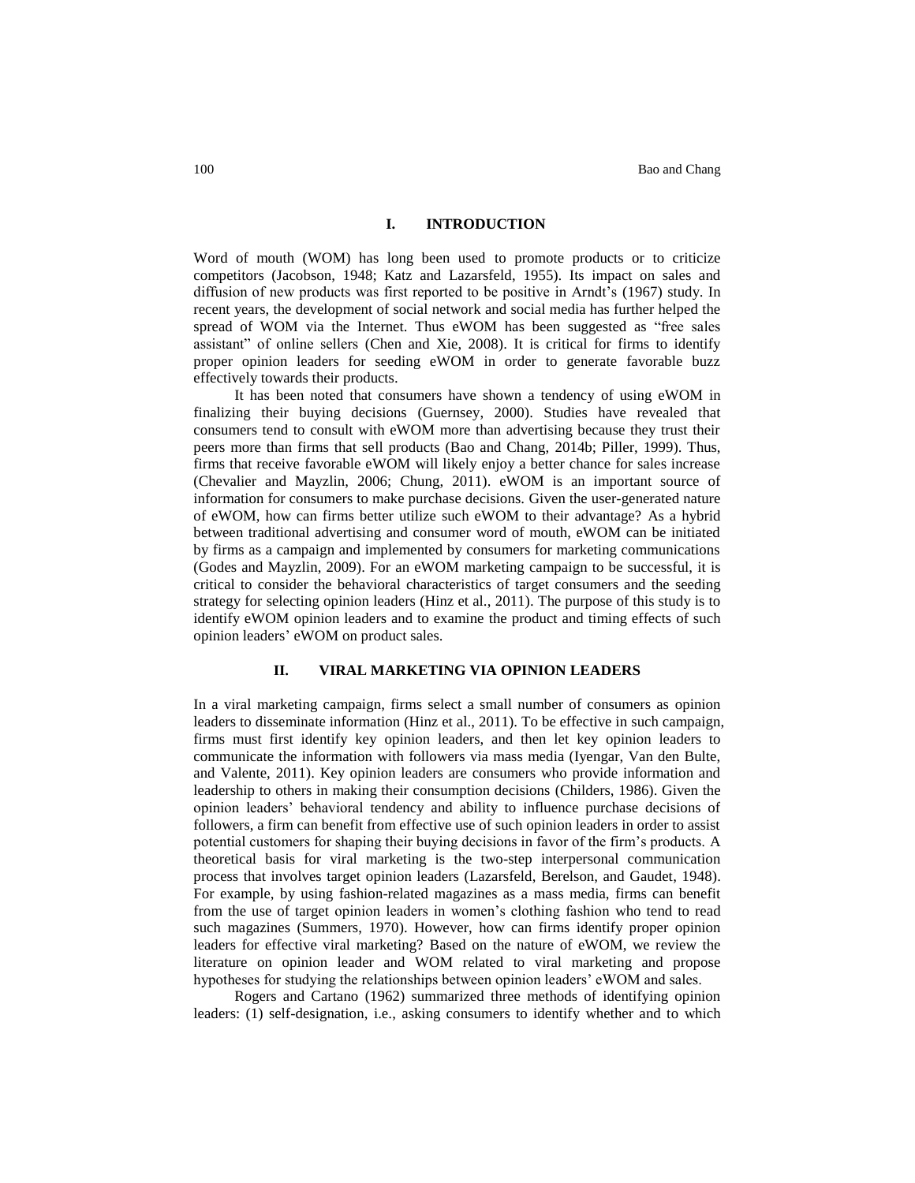## I. INTRODUCTION

Word of mouth (WOM) has long been used to promote products or to criticize competitors (Jacobson, 1948; Katz and Lazarsfeld, 1955). Its impact on sales and diffusion of new products was first reported to be positive in Arndt's (1967) study. In recent years, the development of social network and social media has further helped the spread of WOM via the Internet. Thus eWOM has been suggested as "free sales assistant" of online sellers (Chen and Xie, 2008). It is critical for firms to identify proper opinion leaders for seeding eWOM in order to generate favorable buzz effectively towards their products.

It has been noted that consumers have shown a tendency of using eWOM in finalizing their buying decisions (Guernsey, 2000). Studies have revealed that consumers tend to consult with eWOM more than advertising because they trust their peers more than firms that sell products (Bao and Chang, 2014b; Piller, 1999). Thus, firms that receive favorable eWOM will likely enjoy a better chance for sales increase (Chevalier and Mayzlin, 2006; Chung, 2011). eWOM is an important source of information for consumers to make purchase decisions. Given the user-generated nature of eWOM, how can firms better utilize such eWOM to their advantage? As a hybrid between traditional advertising and consumer word of mouth, eWOM can be initiated by firms as a campaign and implemented by consumers for marketing communications (Godes and Mayzlin, 2009). For an eWOM marketing campaign to be successful, it is critical to consider the behavioral characteristics of target consumers and the seeding strategy for selecting opinion leaders (Hinz et al., 2011). The purpose of this study is to identify eWOM opinion leaders and to examine the product and timing effects of such opinion leaders' eWOM on product sales.

## II. VIRAL MARKETING VIA OPINION LEADERS

In a viral marketing campaign, firms select a small number of consumers as opinion leaders to disseminate information (Hinz et al., 2011). To be effective in such campaign, firms must first identify key opinion leaders, and then let key opinion leaders to communicate the information with followers via mass media (Iyengar, Van den Bulte, and Valente, 2011). Key opinion leaders are consumers who provide information and leadership to others in making their consumption decisions (Childers, 1986). Given the opinion leaders' behavioral tendency and ability to influence purchase decisions of followers, a firm can benefit from effective use of such opinion leaders in order to assist potential customers for shaping their buying decisions in favor of the firm's products. A theoretical basis for viral marketing is the two-step interpersonal communication process that involves target opinion leaders (Lazarsfeld, Berelson, and Gaudet, 1948). For example, by using fashion-related magazines as a mass media, firms can benefit from the use of target opinion leaders in women's clothing fashion who tend to read such magazines (Summers, 1970). However, how can firms identify proper opinion leaders for effective viral marketing? Based on the nature of eWOM, we review the literature on opinion leader and WOM related to viral marketing and propose hypotheses for studying the relationships between opinion leaders' eWOM and sales.

Rogers and Cartano (1962) summarized three methods of identifying opinion leaders: (1) self-designation, i.e., asking consumers to identify whether and to which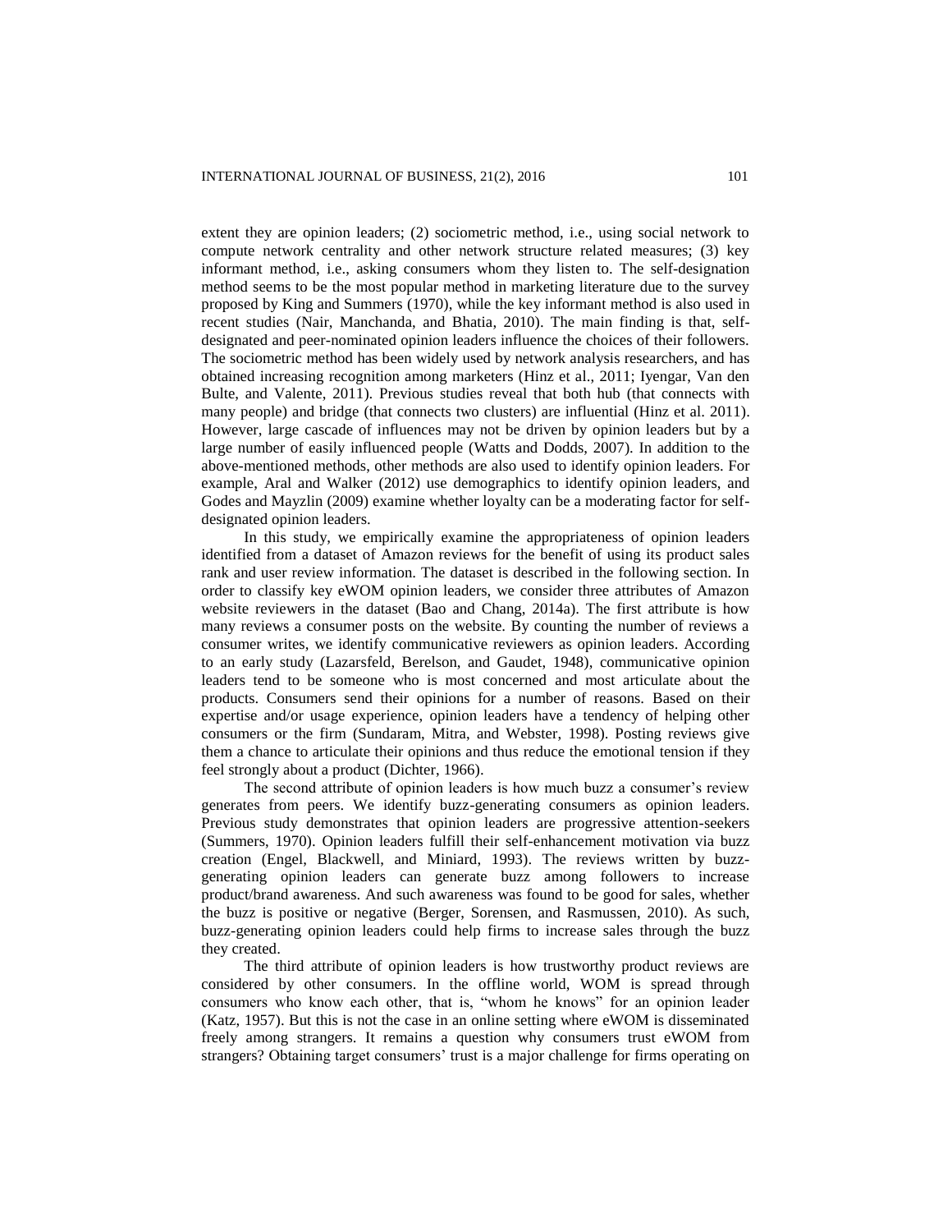extent they are opinion leaders; (2) sociometric method, i.e., using social network to compute network centrality and other network structure related measures; (3) key informant method, i.e., asking consumers whom they listen to. The self-designation method seems to be the most popular method in marketing literature due to the survey proposed by King and Summers (1970), while the key informant method is also used in recent studies (Nair, Manchanda, and Bhatia, 2010). The main finding is that, self-designated and peer-nominated opinion leaders influence the choices of their followers. The sociometric method has been widely used by network analysis researchers, and has obtained increasing recognition among marketers (Hinz et al., 2011; Iyengar, Van den Bulte, and Valente, 2011). Previous studies reveal that both hub (that connects with many people) and bridge (that connects two clusters) are influential (Hinz et al. 2011). However, large cascade of influences may not be driven by opinion leaders but by a large number of easily influenced people (Watts and Dodds, 2007). In addition to the above-mentioned methods, other methods are also used to identify opinion leaders. For example, Aral and Walker (2012) use demographics to identify opinion leaders, and Godes and Mayzlin (2009) examine whether loyalty can be a moderating factor for self-designated opinion leaders.

In this study, we empirically examine the appropriateness of opinion leaders identified from a dataset of Amazon reviews for the benefit of using its product sales rank and user review information. The dataset is described in the following section. In order to classify key eWOM opinion leaders, we consider three attributes of Amazon website reviewers in the dataset (Bao and Chang, 2014a). The first attribute is how many reviews a consumer posts on the website. By counting the number of reviews a consumer writes, we identify communicative reviewers as opinion leaders. According to an early study (Lazarsfeld, Berelson, and Gaudet, 1948), communicative opinion leaders tend to be someone who is most concerned and most articulate about the products. Consumers send their opinions for a number of reasons. Based on their expertise and/or usage experience, opinion leaders have a tendency of helping other consumers or the firm (Sundaram, Mitra, and Webster, 1998). Posting reviews give them a chance to articulate their opinions and thus reduce the emotional tension if they feel strongly about a product (Dichter, 1966).

The second attribute of opinion leaders is how much buzz a consumer's review generates from peers. We identify buzz-generating consumers as opinion leaders. Previous study demonstrates that opinion leaders are progressive attention-seekers (Summers, 1970). Opinion leaders fulfill their self-enhancement motivation via buzz creation (Engel, Blackwell, and Miniard, 1993). The reviews written by buzz-generating opinion leaders can generate buzz among followers to increase product/brand awareness. And such awareness was found to be good for sales, whether the buzz is positive or negative (Berger, Sorensen, and Rasmussen, 2010). As such, buzz-generating opinion leaders could help firms to increase sales through the buzz they created.

The third attribute of opinion leaders is how trustworthy product reviews are considered by other consumers. In the offline world, WOM is spread through consumers who know each other, that is, "whom he knows" for an opinion leader (Katz, 1957). But this is not the case in an online setting where eWOM is disseminated freely among strangers. It remains a question why consumers trust eWOM from strangers? Obtaining target consumers' trust is a major challenge for firms operating on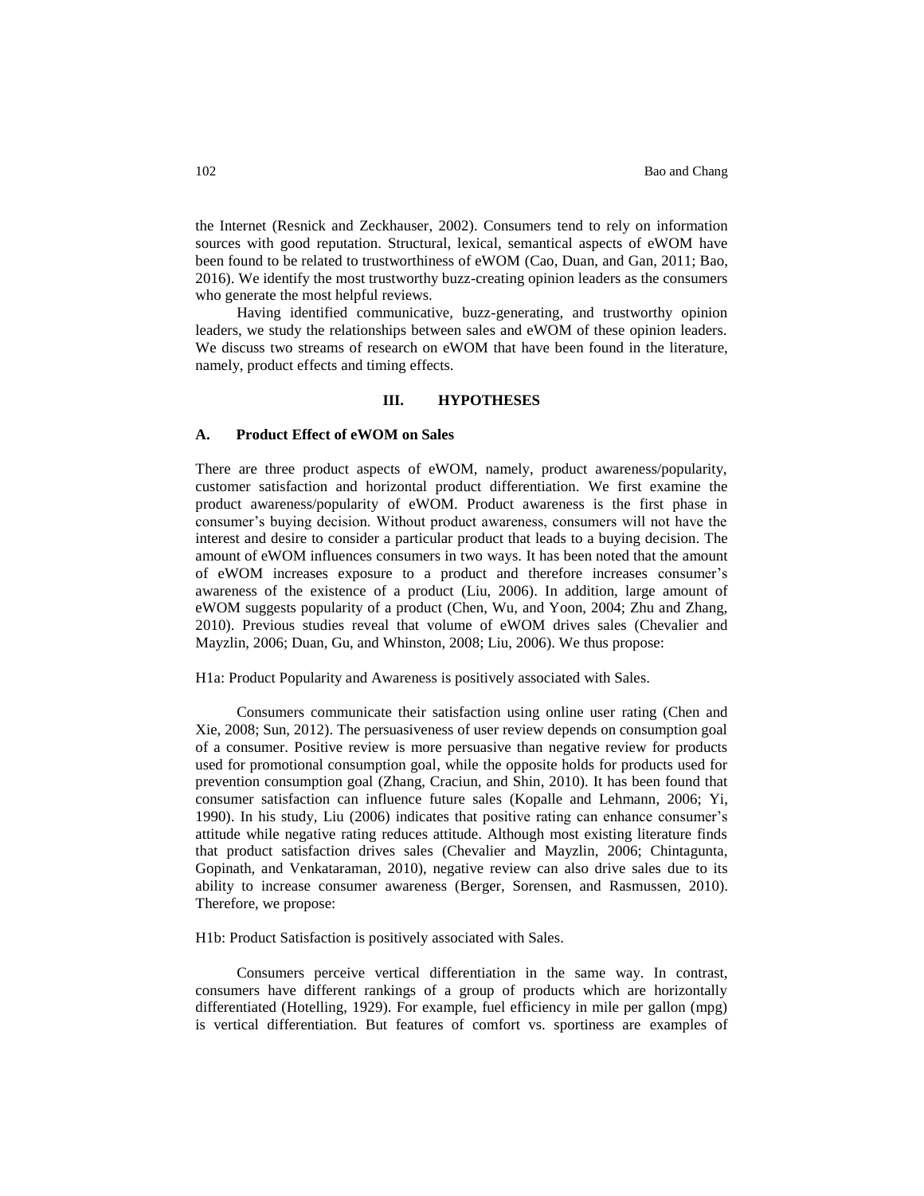the Internet (Resnick and Zeckhauser, 2002). Consumers tend to rely on information sources with good reputation. Structural, lexical, semantical aspects of eWOM have been found to be related to trustworthiness of eWOM (Cao, Duan, and Gan, 2011; Bao, 2016). We identify the most trustworthy buzz-creating opinion leaders as the consumers who generate the most helpful reviews.

Having identified communicative, buzz-generating, and trustworthy opinion leaders, we study the relationships between sales and eWOM of these opinion leaders. We discuss two streams of research on eWOM that have been found in the literature, namely, product effects and timing effects.

## III. HYPOTHESES

### A. Product Effect of eWOM on Sales

There are three product aspects of eWOM, namely, product awareness/popularity, customer satisfaction and horizontal product differentiation. We first examine the product awareness/popularity of eWOM. Product awareness is the first phase in consumer's buying decision. Without product awareness, consumers will not have the interest and desire to consider a particular product that leads to a buying decision. The amount of eWOM influences consumers in two ways. It has been noted that the amount of eWOM increases exposure to a product and therefore increases consumer's awareness of the existence of a product (Liu, 2006). In addition, large amount of eWOM suggests popularity of a product (Chen, Wu, and Yoon, 2004; Zhu and Zhang, 2010). Previous studies reveal that volume of eWOM drives sales (Chevalier and Mayzlin, 2006; Duan, Gu, and Whinston, 2008; Liu, 2006). We thus propose:

H1a: Product Popularity and Awareness is positively associated with Sales.

Consumers communicate their satisfaction using online user rating (Chen and Xie, 2008; Sun, 2012). The persuasiveness of user review depends on consumption goal of a consumer. Positive review is more persuasive than negative review for products used for promotional consumption goal, while the opposite holds for products used for prevention consumption goal (Zhang, Craciun, and Shin, 2010). It has been found that consumer satisfaction can influence future sales (Kopalle and Lehmann, 2006; Yi, 1990). In his study, Liu (2006) indicates that positive rating can enhance consumer's attitude while negative rating reduces attitude. Although most existing literature finds that product satisfaction drives sales (Chevalier and Mayzlin, 2006; Chintagunta, Gopinath, and Venkataraman, 2010), negative review can also drive sales due to its ability to increase consumer awareness (Berger, Sorensen, and Rasmussen, 2010). Therefore, we propose:

H1b: Product Satisfaction is positively associated with Sales.

Consumers perceive vertical differentiation in the same way. In contrast, consumers have different rankings of a group of products which are horizontally differentiated (Hotelling, 1929). For example, fuel efficiency in mile per gallon (mpg) is vertical differentiation. But features of comfort vs. sportiness are examples of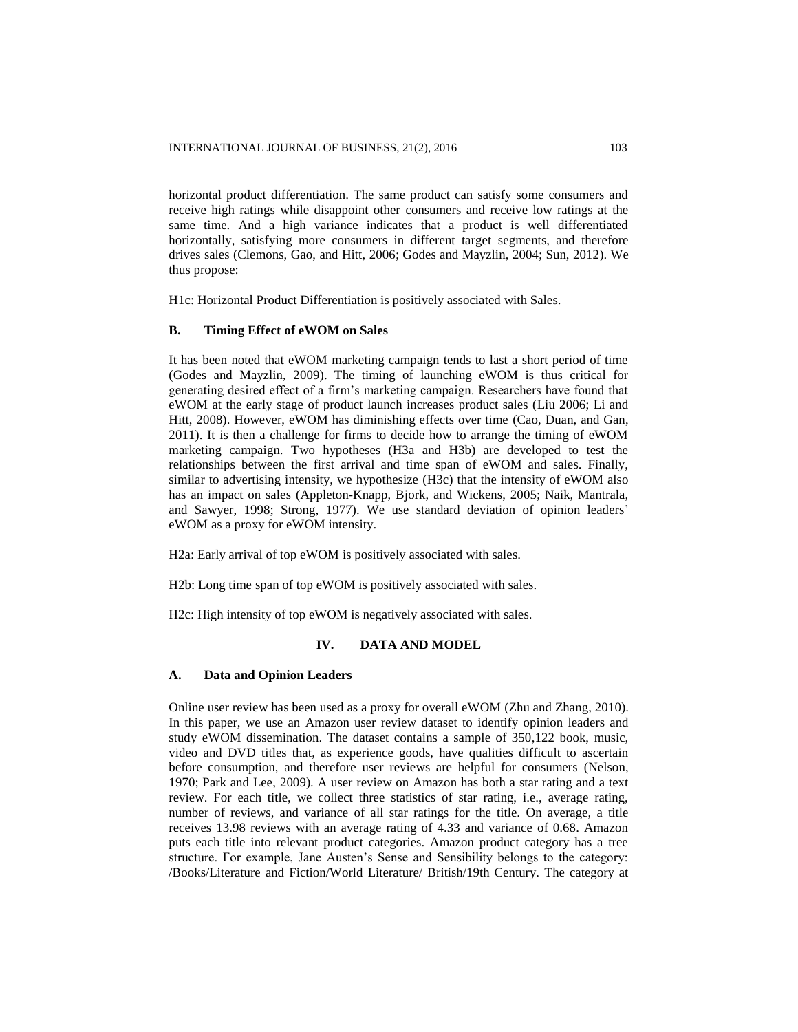horizontal product differentiation. The same product can satisfy some consumers and receive high ratings while disappoint other consumers and receive low ratings at the same time. And a high variance indicates that a product is well differentiated horizontally, satisfying more consumers in different target segments, and therefore drives sales (Clemons, Gao, and Hitt, 2006; Godes and Mayzlin, 2004; Sun, 2012). We thus propose:

H1c: Horizontal Product Differentiation is positively associated with Sales.

### B. Timing Effect of eWOM on Sales

It has been noted that eWOM marketing campaign tends to last a short period of time (Godes and Mayzlin, 2009). The timing of launching eWOM is thus critical for generating desired effect of a firm's marketing campaign. Researchers have found that eWOM at the early stage of product launch increases product sales (Liu 2006; Li and Hitt, 2008). However, eWOM has diminishing effects over time (Cao, Duan, and Gan, 2011). It is then a challenge for firms to decide how to arrange the timing of eWOM marketing campaign. Two hypotheses (H3a and H3b) are developed to test the relationships between the first arrival and time span of eWOM and sales. Finally, similar to advertising intensity, we hypothesize (H3c) that the intensity of eWOM also has an impact on sales (Appleton-Knapp, Bjork, and Wickens, 2005; Naik, Mantrala, and Sawyer, 1998; Strong, 1977). We use standard deviation of opinion leaders' eWOM as a proxy for eWOM intensity.

H2a: Early arrival of top eWOM is positively associated with sales.

H2b: Long time span of top eWOM is positively associated with sales.

H2c: High intensity of top eWOM is negatively associated with sales.

## IV. DATA AND MODEL

### A. Data and Opinion Leaders

Online user review has been used as a proxy for overall eWOM (Zhu and Zhang, 2010). In this paper, we use an Amazon user review dataset to identify opinion leaders and study eWOM dissemination. The dataset contains a sample of 350,122 book, music, video and DVD titles that, as experience goods, have qualities difficult to ascertain before consumption, and therefore user reviews are helpful for consumers (Nelson, 1970; Park and Lee, 2009). A user review on Amazon has both a star rating and a text review. For each title, we collect three statistics of star rating, i.e., average rating, number of reviews, and variance of all star ratings for the title. On average, a title receives 13.98 reviews with an average rating of 4.33 and variance of 0.68. Amazon puts each title into relevant product categories. Amazon product category has a tree structure. For example, Jane Austen's Sense and Sensibility belongs to the category: /Books/Literature and Fiction/World Literature/ British/19th Century. The category at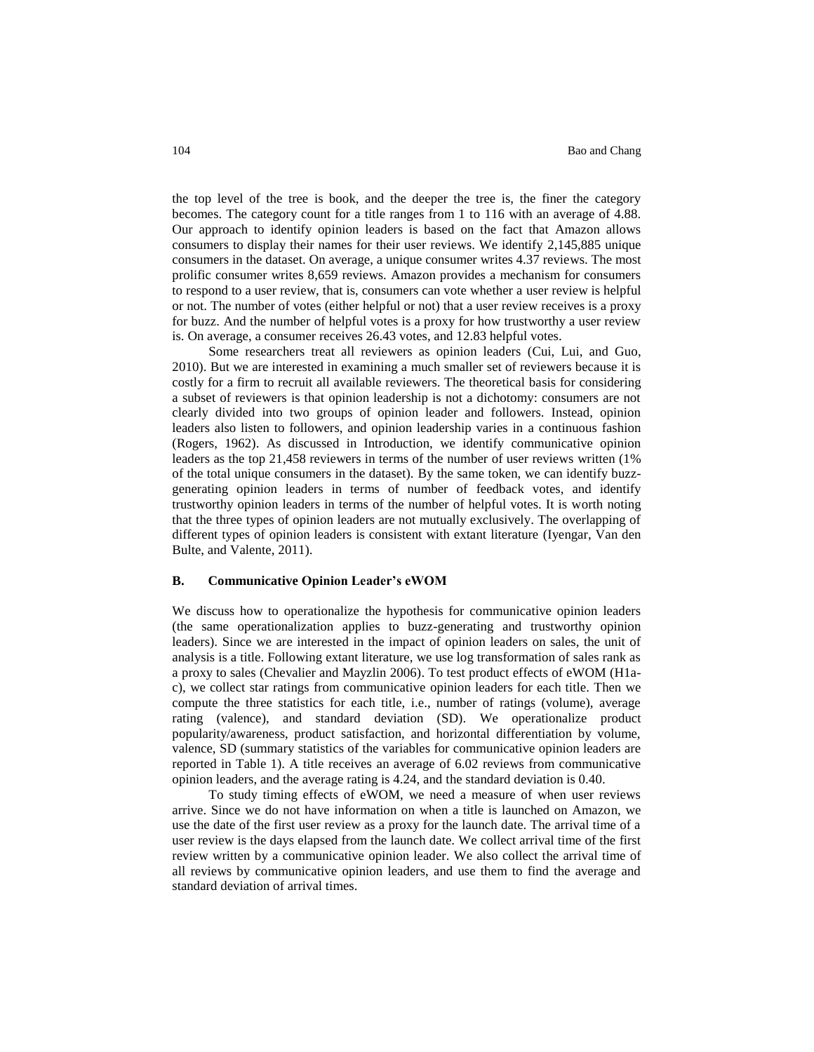the top level of the tree is book, and the deeper the tree is, the finer the category becomes. The category count for a title ranges from 1 to 116 with an average of 4.88. Our approach to identify opinion leaders is based on the fact that Amazon allows consumers to display their names for their user reviews. We identify 2,145,885 unique consumers in the dataset. On average, a unique consumer writes 4.37 reviews. The most prolific consumer writes 8,659 reviews. Amazon provides a mechanism for consumers to respond to a user review, that is, consumers can vote whether a user review is helpful or not. The number of votes (either helpful or not) that a user review receives is a proxy for buzz. And the number of helpful votes is a proxy for how trustworthy a user review is. On average, a consumer receives 26.43 votes, and 12.83 helpful votes.

Some researchers treat all reviewers as opinion leaders (Cui, Lui, and Guo, 2010). But we are interested in examining a much smaller set of reviewers because it is costly for a firm to recruit all available reviewers. The theoretical basis for considering a subset of reviewers is that opinion leadership is not a dichotomy: consumers are not clearly divided into two groups of opinion leader and followers. Instead, opinion leaders also listen to followers, and opinion leadership varies in a continuous fashion (Rogers, 1962). As discussed in Introduction, we identify communicative opinion leaders as the top 21,458 reviewers in terms of the number of user reviews written (1% of the total unique consumers in the dataset). By the same token, we can identify buzz-generating opinion leaders in terms of number of feedback votes, and identify trustworthy opinion leaders in terms of the number of helpful votes. It is worth noting that the three types of opinion leaders are not mutually exclusively. The overlapping of different types of opinion leaders is consistent with extant literature (Iyengar, Van den Bulte, and Valente, 2011).

## B. Communicative Opinion Leader's eWOM

We discuss how to operationalize the hypothesis for communicative opinion leaders (the same operationalization applies to buzz-generating and trustworthy opinion leaders). Since we are interested in the impact of opinion leaders on sales, the unit of analysis is a title. Following extant literature, we use log transformation of sales rank as a proxy to sales (Chevalier and Mayzlin 2006). To test product effects of eWOM (H1a-c), we collect star ratings from communicative opinion leaders for each title. Then we compute the three statistics for each title, i.e., number of ratings (volume), average rating (valence), and standard deviation (SD). We operationalize product popularity/awareness, product satisfaction, and horizontal differentiation by volume, valence, SD (summary statistics of the variables for communicative opinion leaders are reported in Table 1). A title receives an average of 6.02 reviews from communicative opinion leaders, and the average rating is 4.24, and the standard deviation is 0.40.

To study timing effects of eWOM, we need a measure of when user reviews arrive. Since we do not have information on when a title is launched on Amazon, we use the date of the first user review as a proxy for the launch date. The arrival time of a user review is the days elapsed from the launch date. We collect arrival time of the first review written by a communicative opinion leader. We also collect the arrival time of all reviews by communicative opinion leaders, and use them to find the average and standard deviation of arrival times.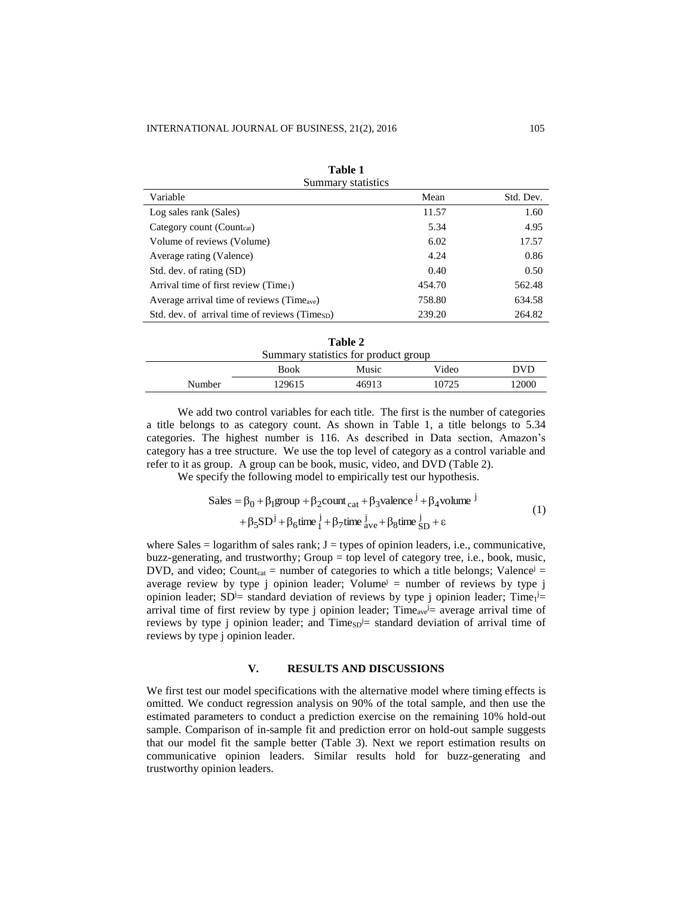**Table 1**
Summary statistics

| Variable | Mean | Std. Dev. |
|---|---|---|
| Log sales rank (Sales) | 11.57 | 1.60 |
| Category count ($Count_{cat}$) | 5.34 | 4.95 |
| Volume of reviews (Volume) | 6.02 | 17.57 |
| Average rating (Valence) | 4.24 | 0.86 |
| Std. dev. of rating (SD) | 0.40 | 0.50 |
| Arrival time of first review ($Time_1$) | 454.70 | 562.48 |
| Average arrival time of reviews ($Time_{ave}$) | 758.80 | 634.58 |
| Std. dev. of arrival time of reviews ($Time_{SD}$) | 239.20 | 264.82 |

**Table 2**
Summary statistics for product group

| | Book | Music | Video | DVD |
|---|---|---|---|---|
| Number | 129615 | 46913 | 10725 | 12000 |

We add two control variables for each title. The first is the number of categories a title belongs to as category count. As shown in Table 1, a title belongs to 5.34 categories. The highest number is 116. As described in Data section, Amazon's category has a tree structure. We use the top level of category as a control variable and refer to it as group. A group can be book, music, video, and DVD (Table 2).

We specify the following model to empirically test our hypothesis.

$$\text{Sales} = \beta_0 + \beta_1 \text{group} + \beta_2 \text{count}_{\text{cat}} + \beta_3 \text{valence}^{\,j} + \beta_4 \text{volume}^{\,j} + \beta_5 \text{SD}^{j} + \beta_6 \text{time}_1^{\,j} + \beta_7 \text{time}_{\text{ave}}^{\,j} + \beta_8 \text{time}_{\text{SD}}^{\,j} + \varepsilon \tag{1}$$

where Sales = logarithm of sales rank; J = types of opinion leaders, i.e., communicative, buzz-generating, and trustworthy; Group = top level of category tree, i.e., book, music, DVD, and video; $Count_{cat}$ = number of categories to which a title belongs; $Valence^j$ = average review by type j opinion leader; $Volume^j$ = number of reviews by type j opinion leader; $SD^j$= standard deviation of reviews by type j opinion leader; $Time_1^j$= arrival time of first review by type j opinion leader; $Time_{ave}^j$= average arrival time of reviews by type j opinion leader; and $Time_{SD}^j$= standard deviation of arrival time of reviews by type j opinion leader.

## V. RESULTS AND DISCUSSIONS

We first test our model specifications with the alternative model where timing effects is omitted. We conduct regression analysis on 90% of the total sample, and then use the estimated parameters to conduct a prediction exercise on the remaining 10% hold-out sample. Comparison of in-sample fit and prediction error on hold-out sample suggests that our model fit the sample better (Table 3). Next we report estimation results on communicative opinion leaders. Similar results hold for buzz-generating and trustworthy opinion leaders.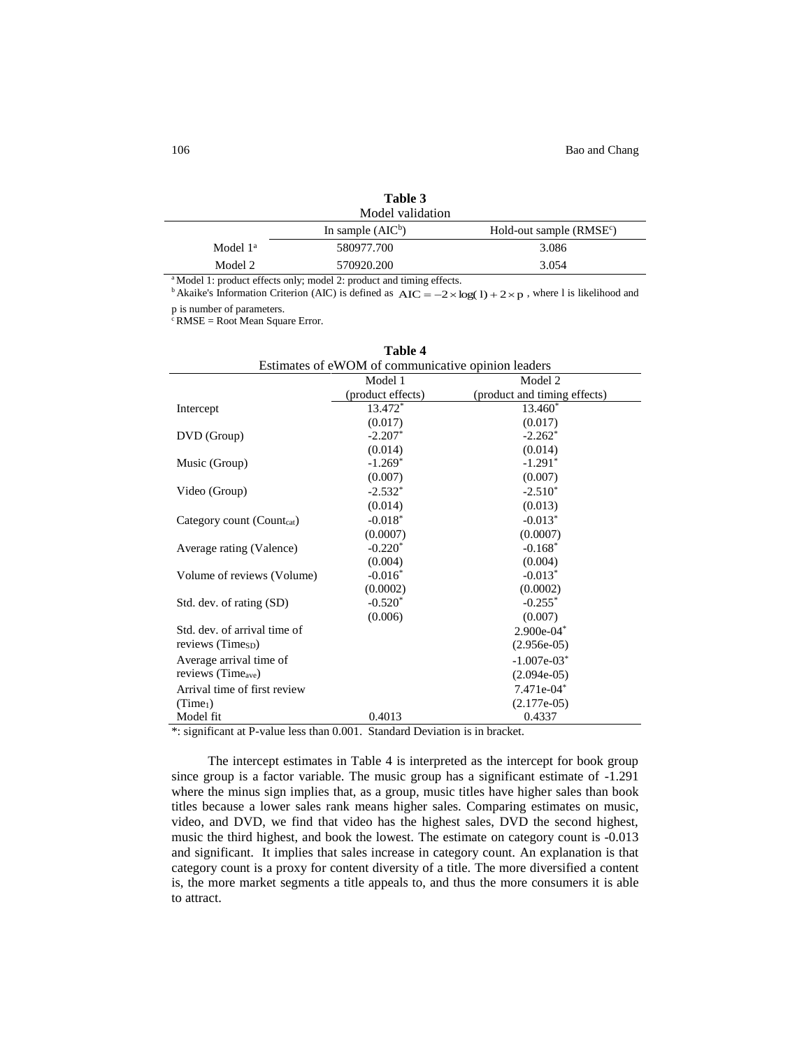**Table 3**

Model validation

| | In sample (AIC[b]) | Hold-out sample (RMSE[c]) |
|---|---|---|
| Model 1[a] | 580977.700 | 3.086 |
| Model 2 | 570920.200 | 3.054 |

[a] Model 1: product effects only; model 2: product and timing effects.

[b] Akaike's Information Criterion (AIC) is defined as $AIC = -2 \times \log(1) + 2 \times p$, where l is likelihood and p is number of parameters.

[c] RMSE = Root Mean Square Error.

**Table 4**

Estimates of eWOM of communicative opinion leaders

| | Model 1 (product effects) | Model 2 (product and timing effects) |
|---|---|---|
| Intercept | 13.472* | 13.460* |
| | (0.017) | (0.017) |
| DVD (Group) | -2.207* | -2.262* |
| | (0.014) | (0.014) |
| Music (Group) | -1.269* | -1.291* |
| | (0.007) | (0.007) |
| Video (Group) | -2.532* | -2.510* |
| | (0.014) | (0.013) |
| Category count ($Count_{cat}$) | -0.018* | -0.013* |
| | (0.0007) | (0.0007) |
| Average rating (Valence) | -0.220* | -0.168* |
| | (0.004) | (0.004) |
| Volume of reviews (Volume) | -0.016* | -0.013* |
| | (0.0002) | (0.0002) |
| Std. dev. of rating (SD) | -0.520* | -0.255* |
| | (0.006) | (0.007) |
| Std. dev. of arrival time of reviews ($Time_{SD}$) | | 2.900e-04* |
| | | (2.956e-05) |
| Average arrival time of reviews ($Time_{ave}$) | | -1.007e-03* |
| | | (2.094e-05) |
| Arrival time of first review ($Time_1$) | | 7.471e-04* |
| | | (2.177e-05) |
| Model fit | 0.4013 | 0.4337 |

*: significant at P-value less than 0.001. Standard Deviation is in bracket.

The intercept estimates in Table 4 is interpreted as the intercept for book group since group is a factor variable. The music group has a significant estimate of -1.291 where the minus sign implies that, as a group, music titles have higher sales than book titles because a lower sales rank means higher sales. Comparing estimates on music, video, and DVD, we find that video has the highest sales, DVD the second highest, music the third highest, and book the lowest. The estimate on category count is -0.013 and significant. It implies that sales increase in category count. An explanation is that category count is a proxy for content diversity of a title. The more diversified a content is, the more market segments a title appeals to, and thus the more consumers it is able to attract.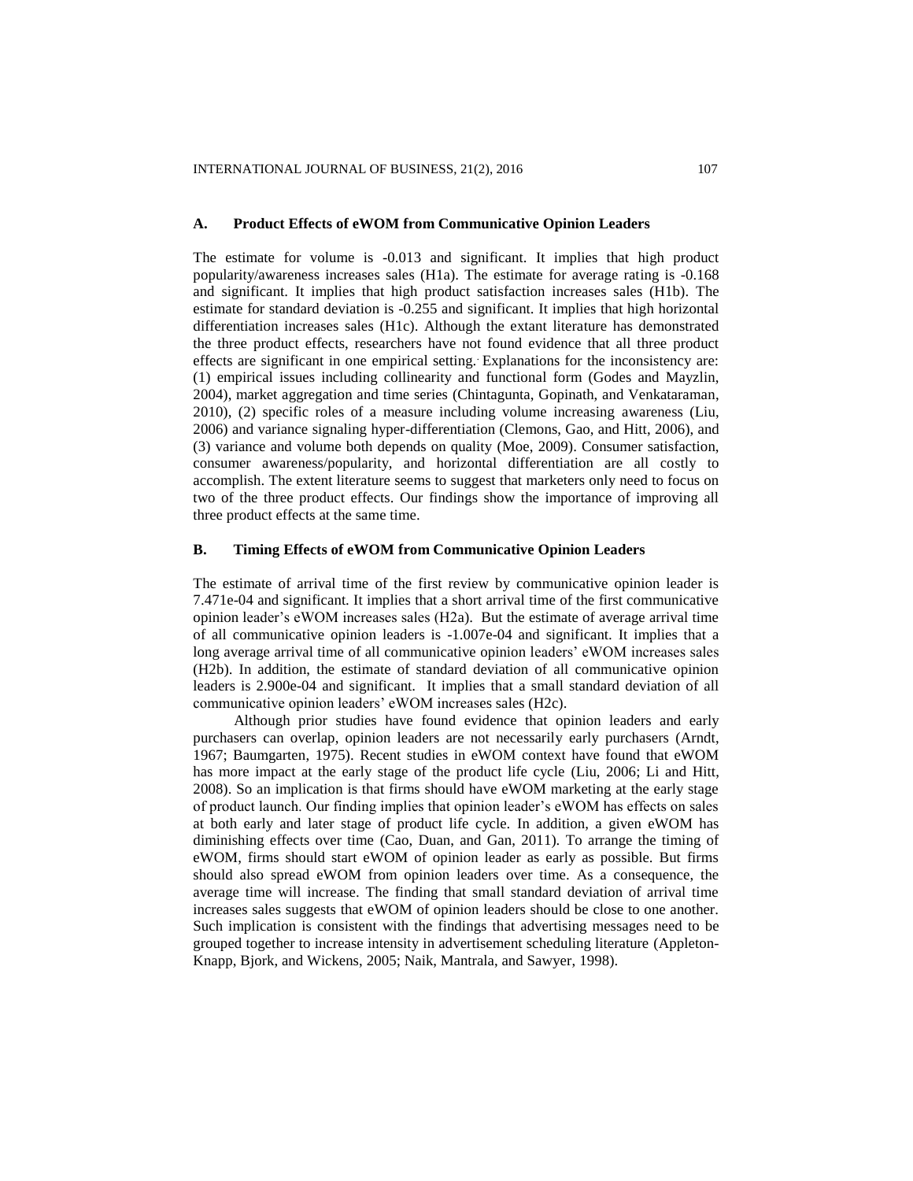### A. Product Effects of eWOM from Communicative Opinion Leaders

The estimate for volume is -0.013 and significant. It implies that high product popularity/awareness increases sales (H1a). The estimate for average rating is -0.168 and significant. It implies that high product satisfaction increases sales (H1b). The estimate for standard deviation is -0.255 and significant. It implies that high horizontal differentiation increases sales (H1c). Although the extant literature has demonstrated the three product effects, researchers have not found evidence that all three product effects are significant in one empirical setting. Explanations for the inconsistency are: (1) empirical issues including collinearity and functional form (Godes and Mayzlin, 2004), market aggregation and time series (Chintagunta, Gopinath, and Venkataraman, 2010), (2) specific roles of a measure including volume increasing awareness (Liu, 2006) and variance signaling hyper-differentiation (Clemons, Gao, and Hitt, 2006), and (3) variance and volume both depends on quality (Moe, 2009). Consumer satisfaction, consumer awareness/popularity, and horizontal differentiation are all costly to accomplish. The extent literature seems to suggest that marketers only need to focus on two of the three product effects. Our findings show the importance of improving all three product effects at the same time.

### B. Timing Effects of eWOM from Communicative Opinion Leaders

The estimate of arrival time of the first review by communicative opinion leader is 7.471e-04 and significant. It implies that a short arrival time of the first communicative opinion leader's eWOM increases sales (H2a). But the estimate of average arrival time of all communicative opinion leaders is -1.007e-04 and significant. It implies that a long average arrival time of all communicative opinion leaders' eWOM increases sales (H2b). In addition, the estimate of standard deviation of all communicative opinion leaders is 2.900e-04 and significant. It implies that a small standard deviation of all communicative opinion leaders' eWOM increases sales (H2c).

Although prior studies have found evidence that opinion leaders and early purchasers can overlap, opinion leaders are not necessarily early purchasers (Arndt, 1967; Baumgarten, 1975). Recent studies in eWOM context have found that eWOM has more impact at the early stage of the product life cycle (Liu, 2006; Li and Hitt, 2008). So an implication is that firms should have eWOM marketing at the early stage of product launch. Our finding implies that opinion leader's eWOM has effects on sales at both early and later stage of product life cycle. In addition, a given eWOM has diminishing effects over time (Cao, Duan, and Gan, 2011). To arrange the timing of eWOM, firms should start eWOM of opinion leader as early as possible. But firms should also spread eWOM from opinion leaders over time. As a consequence, the average time will increase. The finding that small standard deviation of arrival time increases sales suggests that eWOM of opinion leaders should be close to one another. Such implication is consistent with the findings that advertising messages need to be grouped together to increase intensity in advertisement scheduling literature (Appleton-Knapp, Bjork, and Wickens, 2005; Naik, Mantrala, and Sawyer, 1998).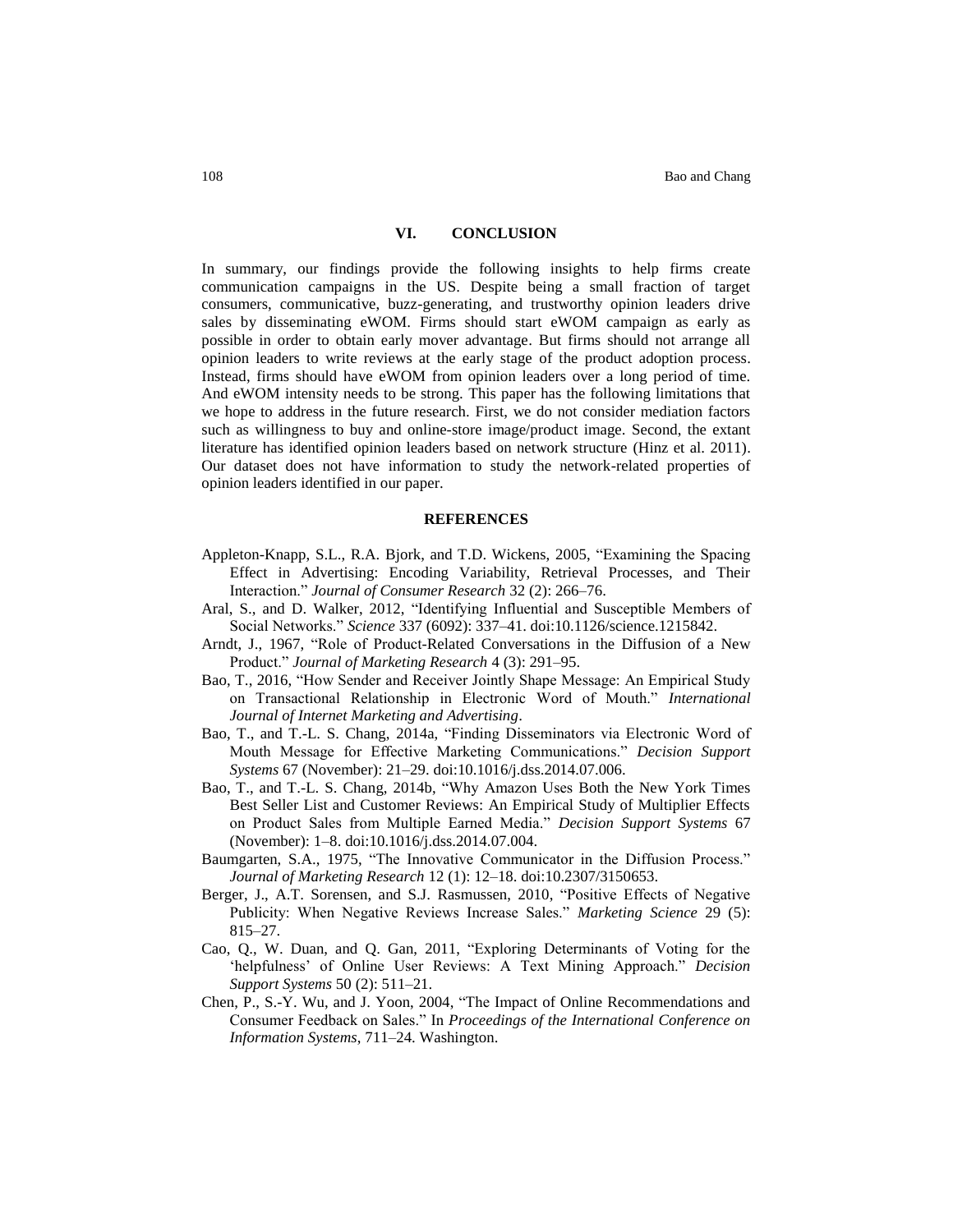## VI. CONCLUSION

In summary, our findings provide the following insights to help firms create communication campaigns in the US. Despite being a small fraction of target consumers, communicative, buzz-generating, and trustworthy opinion leaders drive sales by disseminating eWOM. Firms should start eWOM campaign as early as possible in order to obtain early mover advantage. But firms should not arrange all opinion leaders to write reviews at the early stage of the product adoption process. Instead, firms should have eWOM from opinion leaders over a long period of time. And eWOM intensity needs to be strong. This paper has the following limitations that we hope to address in the future research. First, we do not consider mediation factors such as willingness to buy and online-store image/product image. Second, the extant literature has identified opinion leaders based on network structure (Hinz et al. 2011). Our dataset does not have information to study the network-related properties of opinion leaders identified in our paper.

## REFERENCES

Appleton-Knapp, S.L., R.A. Bjork, and T.D. Wickens, 2005, "Examining the Spacing Effect in Advertising: Encoding Variability, Retrieval Processes, and Their Interaction." *Journal of Consumer Research* 32 (2): 266–76.

Aral, S., and D. Walker, 2012, "Identifying Influential and Susceptible Members of Social Networks." *Science* 337 (6092): 337–41. doi:10.1126/science.1215842.

Arndt, J., 1967, "Role of Product-Related Conversations in the Diffusion of a New Product." *Journal of Marketing Research* 4 (3): 291–95.

Bao, T., 2016, "How Sender and Receiver Jointly Shape Message: An Empirical Study on Transactional Relationship in Electronic Word of Mouth." *International Journal of Internet Marketing and Advertising*.

Bao, T., and T.-L. S. Chang, 2014a, "Finding Disseminators via Electronic Word of Mouth Message for Effective Marketing Communications." *Decision Support Systems* 67 (November): 21–29. doi:10.1016/j.dss.2014.07.006.

Bao, T., and T.-L. S. Chang, 2014b, "Why Amazon Uses Both the New York Times Best Seller List and Customer Reviews: An Empirical Study of Multiplier Effects on Product Sales from Multiple Earned Media." *Decision Support Systems* 67 (November): 1–8. doi:10.1016/j.dss.2014.07.004.

Baumgarten, S.A., 1975, "The Innovative Communicator in the Diffusion Process." *Journal of Marketing Research* 12 (1): 12–18. doi:10.2307/3150653.

Berger, J., A.T. Sorensen, and S.J. Rasmussen, 2010, "Positive Effects of Negative Publicity: When Negative Reviews Increase Sales." *Marketing Science* 29 (5): 815–27.

Cao, Q., W. Duan, and Q. Gan, 2011, "Exploring Determinants of Voting for the 'helpfulness' of Online User Reviews: A Text Mining Approach." *Decision Support Systems* 50 (2): 511–21.

Chen, P., S.-Y. Wu, and J. Yoon, 2004, "The Impact of Online Recommendations and Consumer Feedback on Sales." In *Proceedings of the International Conference on Information Systems*, 711–24. Washington.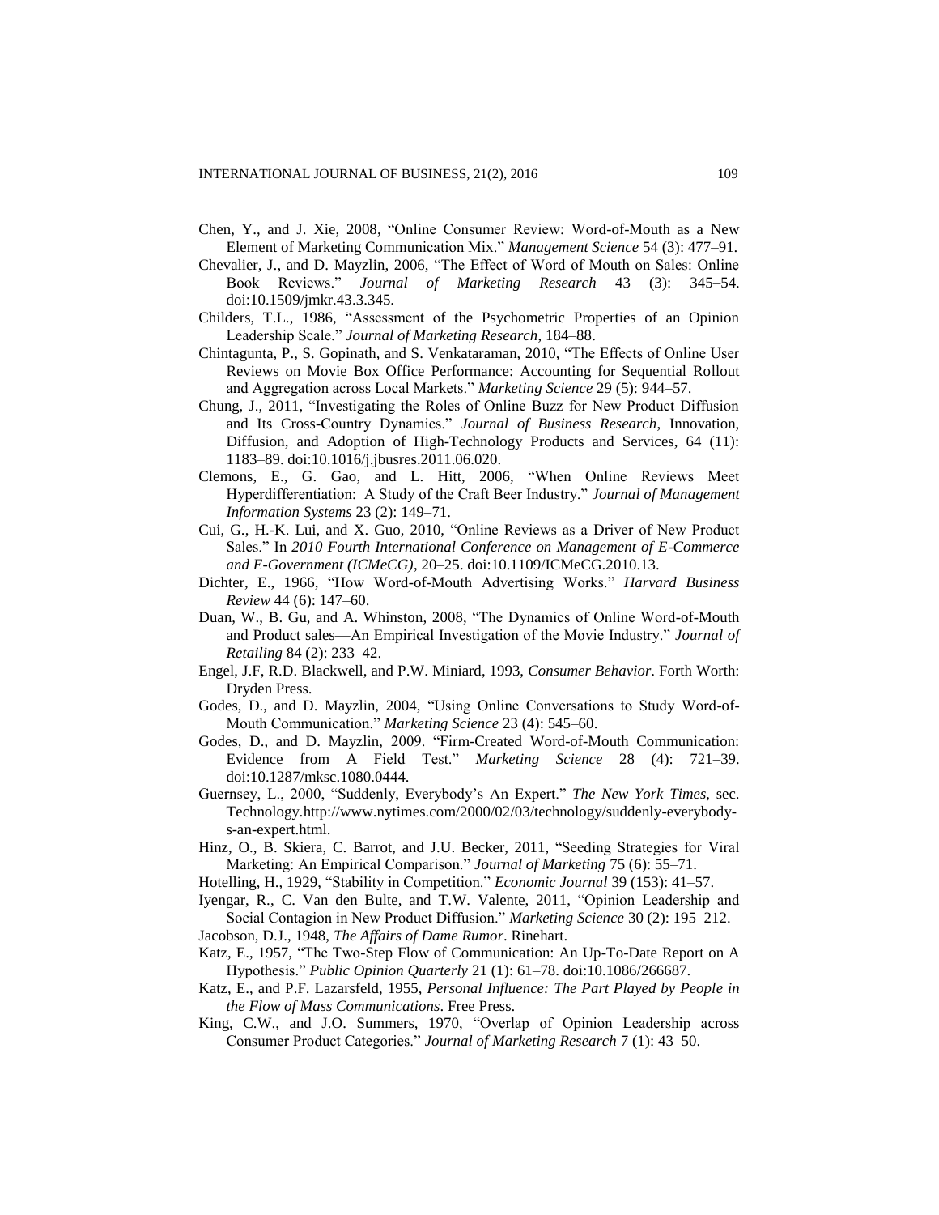Chen, Y., and J. Xie, 2008, "Online Consumer Review: Word-of-Mouth as a New Element of Marketing Communication Mix." *Management Science* 54 (3): 477–91.

Chevalier, J., and D. Mayzlin, 2006, "The Effect of Word of Mouth on Sales: Online Book Reviews." *Journal of Marketing Research* 43 (3): 345–54. doi:10.1509/jmkr.43.3.345.

Childers, T.L., 1986, "Assessment of the Psychometric Properties of an Opinion Leadership Scale." *Journal of Marketing Research*, 184–88.

Chintagunta, P., S. Gopinath, and S. Venkataraman, 2010, "The Effects of Online User Reviews on Movie Box Office Performance: Accounting for Sequential Rollout and Aggregation across Local Markets." *Marketing Science* 29 (5): 944–57.

Chung, J., 2011, "Investigating the Roles of Online Buzz for New Product Diffusion and Its Cross-Country Dynamics." *Journal of Business Research*, Innovation, Diffusion, and Adoption of High-Technology Products and Services, 64 (11): 1183–89. doi:10.1016/j.jbusres.2011.06.020.

Clemons, E., G. Gao, and L. Hitt, 2006, "When Online Reviews Meet Hyperdifferentiation: A Study of the Craft Beer Industry." *Journal of Management Information Systems* 23 (2): 149–71.

Cui, G., H.-K. Lui, and X. Guo, 2010, "Online Reviews as a Driver of New Product Sales." In *2010 Fourth International Conference on Management of E-Commerce and E-Government (ICMeCG)*, 20–25. doi:10.1109/ICMeCG.2010.13.

Dichter, E., 1966, "How Word-of-Mouth Advertising Works." *Harvard Business Review* 44 (6): 147–60.

Duan, W., B. Gu, and A. Whinston, 2008, "The Dynamics of Online Word-of-Mouth and Product sales—An Empirical Investigation of the Movie Industry." *Journal of Retailing* 84 (2): 233–42.

Engel, J.F, R.D. Blackwell, and P.W. Miniard, 1993, *Consumer Behavior*. Forth Worth: Dryden Press.

Godes, D., and D. Mayzlin, 2004, "Using Online Conversations to Study Word-of-Mouth Communication." *Marketing Science* 23 (4): 545–60.

Godes, D., and D. Mayzlin, 2009. "Firm-Created Word-of-Mouth Communication: Evidence from A Field Test." *Marketing Science* 28 (4): 721–39. doi:10.1287/mksc.1080.0444.

Guernsey, L., 2000, "Suddenly, Everybody's An Expert." *The New York Times*, sec. Technology.http://www.nytimes.com/2000/02/03/technology/suddenly-everybody-s-an-expert.html.

Hinz, O., B. Skiera, C. Barrot, and J.U. Becker, 2011, "Seeding Strategies for Viral Marketing: An Empirical Comparison." *Journal of Marketing* 75 (6): 55–71.

Hotelling, H., 1929, "Stability in Competition." *Economic Journal* 39 (153): 41–57.

Iyengar, R., C. Van den Bulte, and T.W. Valente, 2011, "Opinion Leadership and Social Contagion in New Product Diffusion." *Marketing Science* 30 (2): 195–212.

Jacobson, D.J., 1948, *The Affairs of Dame Rumor*. Rinehart.

Katz, E., 1957, "The Two-Step Flow of Communication: An Up-To-Date Report on A Hypothesis." *Public Opinion Quarterly* 21 (1): 61–78. doi:10.1086/266687.

Katz, E., and P.F. Lazarsfeld, 1955, *Personal Influence: The Part Played by People in the Flow of Mass Communications*. Free Press.

King, C.W., and J.O. Summers, 1970, "Overlap of Opinion Leadership across Consumer Product Categories." *Journal of Marketing Research* 7 (1): 43–50.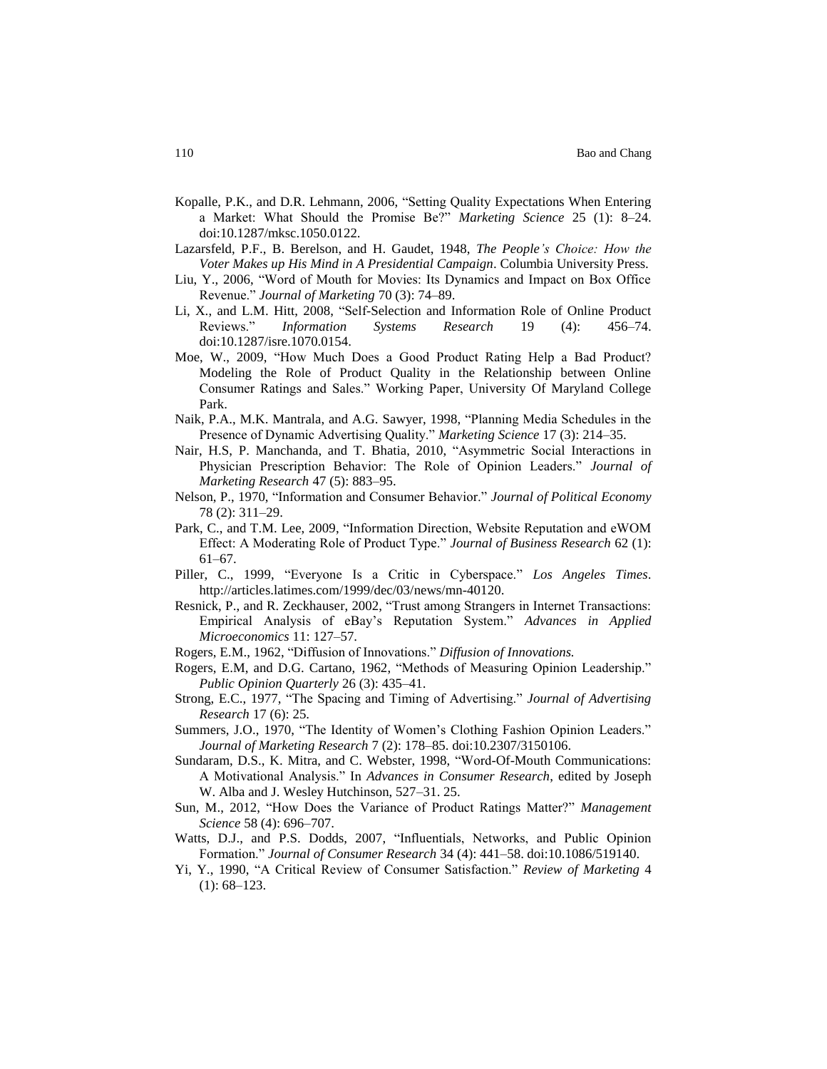Kopalle, P.K., and D.R. Lehmann, 2006, "Setting Quality Expectations When Entering a Market: What Should the Promise Be?" *Marketing Science* 25 (1): 8–24. doi:10.1287/mksc.1050.0122.

Lazarsfeld, P.F., B. Berelson, and H. Gaudet, 1948, *The People's Choice: How the Voter Makes up His Mind in A Presidential Campaign*. Columbia University Press.

Liu, Y., 2006, "Word of Mouth for Movies: Its Dynamics and Impact on Box Office Revenue." *Journal of Marketing* 70 (3): 74–89.

Li, X., and L.M. Hitt, 2008, "Self-Selection and Information Role of Online Product Reviews." *Information Systems Research* 19 (4): 456–74. doi:10.1287/isre.1070.0154.

Moe, W., 2009, "How Much Does a Good Product Rating Help a Bad Product? Modeling the Role of Product Quality in the Relationship between Online Consumer Ratings and Sales." Working Paper, University Of Maryland College Park.

Naik, P.A., M.K. Mantrala, and A.G. Sawyer, 1998, "Planning Media Schedules in the Presence of Dynamic Advertising Quality." *Marketing Science* 17 (3): 214–35.

Nair, H.S, P. Manchanda, and T. Bhatia, 2010, "Asymmetric Social Interactions in Physician Prescription Behavior: The Role of Opinion Leaders." *Journal of Marketing Research* 47 (5): 883–95.

Nelson, P., 1970, "Information and Consumer Behavior." *Journal of Political Economy* 78 (2): 311–29.

Park, C., and T.M. Lee, 2009, "Information Direction, Website Reputation and eWOM Effect: A Moderating Role of Product Type." *Journal of Business Research* 62 (1): 61–67.

Piller, C., 1999, "Everyone Is a Critic in Cyberspace." *Los Angeles Times*. http://articles.latimes.com/1999/dec/03/news/mn-40120.

Resnick, P., and R. Zeckhauser, 2002, "Trust among Strangers in Internet Transactions: Empirical Analysis of eBay's Reputation System." *Advances in Applied Microeconomics* 11: 127–57.

Rogers, E.M., 1962, "Diffusion of Innovations." *Diffusion of Innovations.*

Rogers, E.M, and D.G. Cartano, 1962, "Methods of Measuring Opinion Leadership." *Public Opinion Quarterly* 26 (3): 435–41.

Strong, E.C., 1977, "The Spacing and Timing of Advertising." *Journal of Advertising Research* 17 (6): 25.

Summers, J.O., 1970, "The Identity of Women's Clothing Fashion Opinion Leaders." *Journal of Marketing Research* 7 (2): 178–85. doi:10.2307/3150106.

Sundaram, D.S., K. Mitra, and C. Webster, 1998, "Word-Of-Mouth Communications: A Motivational Analysis." In *Advances in Consumer Research*, edited by Joseph W. Alba and J. Wesley Hutchinson, 527–31. 25.

Sun, M., 2012, "How Does the Variance of Product Ratings Matter?" *Management Science* 58 (4): 696–707.

Watts, D.J., and P.S. Dodds, 2007, "Influentials, Networks, and Public Opinion Formation." *Journal of Consumer Research* 34 (4): 441–58. doi:10.1086/519140.

Yi, Y., 1990, "A Critical Review of Consumer Satisfaction." *Review of Marketing* 4 (1): 68–123.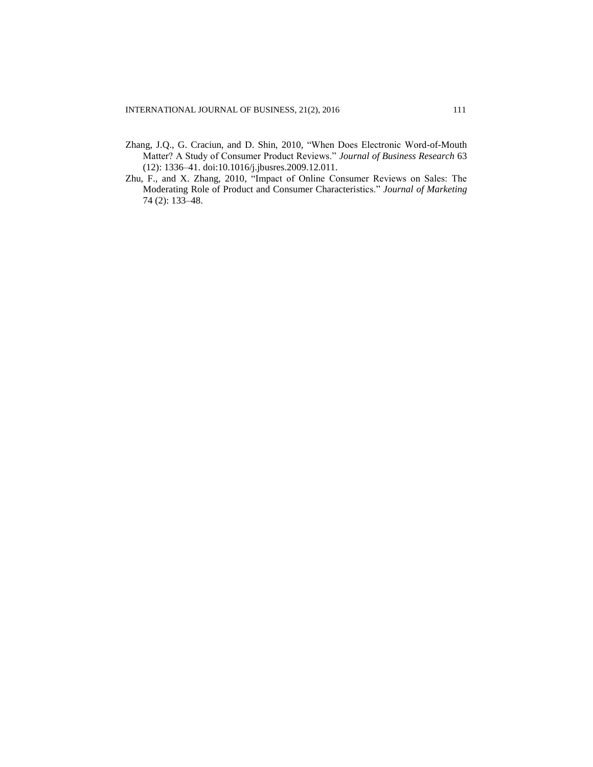Zhang, J.Q., G. Craciun, and D. Shin, 2010, "When Does Electronic Word-of-Mouth Matter? A Study of Consumer Product Reviews." *Journal of Business Research* 63 (12): 1336–41. doi:10.1016/j.jbusres.2009.12.011.

Zhu, F., and X. Zhang, 2010, "Impact of Online Consumer Reviews on Sales: The Moderating Role of Product and Consumer Characteristics." *Journal of Marketing* 74 (2): 133–48.